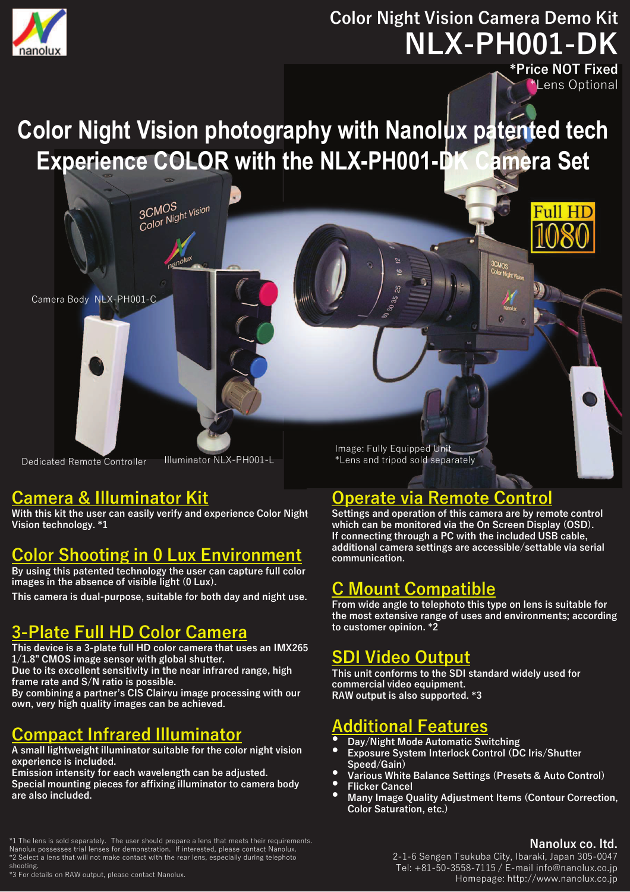# Color Night Vision Camera Demo Kit

# NLX-PH001-DK

*Price NOT Fixed
*Lens Optional

## Color Night Vision photography with Nanolux patented tech
## Experience COLOR with the NLX-PH001-DK Camera Set

Camera Body NLX-PH001-C

Dedicated Remote Controller

Illuminator NLX-PH001-L

Image: Fully Equipped Unit
*Lens and tripod sold separately

## Camera & Illuminator Kit

With this kit the user can easily verify and experience Color Night Vision technology. *1

## Color Shooting in 0 Lux Environment

By using this patented technology the user can capture full color images in the absence of visible light (0 Lux).

This camera is dual-purpose, suitable for both day and night use.

## 3-Plate Full HD Color Camera

This device is a 3-plate full HD color camera that uses an IMX265 1/1.8" CMOS image sensor with global shutter.
Due to its excellent sensitivity in the near infrared range, high frame rate and S/N ratio is possible.
By combining a partner's CIS Clairvu image processing with our own, very high quality images can be achieved.

## Compact Infrared Illuminator

A small lightweight illuminator suitable for the color night vision experience is included.
Emission intensity for each wavelength can be adjusted.
Special mounting pieces for affixing illuminator to camera body are also included.

## Operate via Remote Control

Settings and operation of this camera are by remote control which can be monitored via the On Screen Display (OSD).
If connecting through a PC with the included USB cable, additional camera settings are accessible/settable via serial communication.

## C Mount Compatible

From wide angle to telephoto this type on lens is suitable for the most extensive range of uses and environments; according to customer opinion. *2

## SDI Video Output

This unit conforms to the SDI standard widely used for commercial video equipment.
RAW output is also supported. *3

## Additional Features

- Day/Night Mode Automatic Switching
- Exposure System Interlock Control (DC Iris/Shutter Speed/Gain)
- Various White Balance Settings (Presets & Auto Control)
- Flicker Cancel
- Many Image Quality Adjustment Items (Contour Correction, Color Saturation, etc.)

*1 The lens is sold separately. The user should prepare a lens that meets their requirements. Nanolux possesses trial lenses for demonstration. If interested, please contact Nanolux.
*2 Select a lens that will not make contact with the rear lens, especially during telephoto shooting.
*3 For details on RAW output, please contact Nanolux.

**Nanolux co. ltd.**
2-1-6 Sengen Tsukuba City, Ibaraki, Japan 305-0047
Tel: +81-50-3558-7115 / E-mail info@nanolux.co.jp
Homepage: http://www.nanolux.co.jp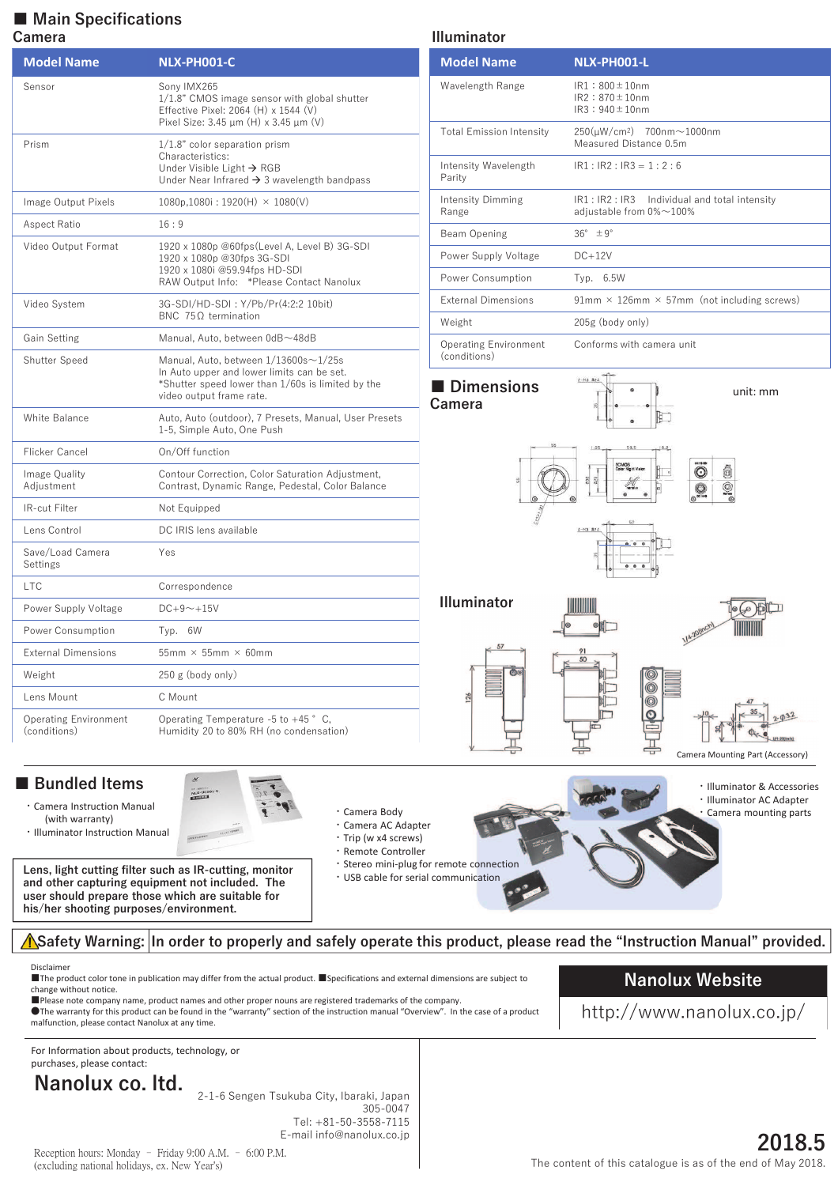## ■ Main Specifications

### Camera

| Model Name | NLX-PH001-C |
|---|---|
| Sensor | Sony IMX265<br>1/1.8" CMOS image sensor with global shutter<br>Effective Pixel: 2064 (H) x 1544 (V)<br>Pixel Size: 3.45 µm (H) x 3.45 µm (V) |
| Prism | 1/1.8" color separation prism<br>Characteristics:<br>Under Visible Light → RGB<br>Under Near Infrared → 3 wavelength bandpass |
| Image Output Pixels | 1080p,1080i : 1920(H) × 1080(V) |
| Aspect Ratio | 16 : 9 |
| Video Output Format | 1920 x 1080p @60fps(Level A, Level B) 3G-SDI<br>1920 x 1080p @30fps 3G-SDI<br>1920 x 1080i @59.94fps HD-SDI<br>RAW Output Info: *Please Contact Nanolux |
| Video System | 3G-SDI/HD-SDI : Y/Pb/Pr(4:2:2 10bit)<br>BNC 75Ω termination |
| Gain Setting | Manual, Auto, between 0dB〜48dB |
| Shutter Speed | Manual, Auto, between 1/13600s〜1/25s<br>In Auto upper and lower limits can be set.<br>*Shutter speed lower than 1/60s is limited by the video output frame rate. |
| White Balance | Auto, Auto (outdoor), 7 Presets, Manual, User Presets 1-5, Simple Auto, One Push |
| Flicker Cancel | On/Off function |
| Image Quality Adjustment | Contour Correction, Color Saturation Adjustment, Contrast, Dynamic Range, Pedestal, Color Balance |
| IR-cut Filter | Not Equipped |
| Lens Control | DC IRIS lens available |
| Save/Load Camera Settings | Yes |
| LTC | Correspondence |
| Power Supply Voltage | DC+9〜+15V |
| Power Consumption | Typ. 6W |
| External Dimensions | 55mm × 55mm × 60mm |
| Weight | 250 g (body only) |
| Lens Mount | C Mount |
| Operating Environment (conditions) | Operating Temperature -5 to +45 ° C,<br>Humidity 20 to 80% RH (no condensation) |

### Illuminator

| Model Name | NLX-PH001-L |
|---|---|
| Wavelength Range | IR1 : 800±10nm<br>IR2 : 870±10nm<br>IR3 : 940±10nm |
| Total Emission Intensity | 250(µW/cm²) 700nm〜1000nm<br>Measured Distance 0.5m |
| Intensity Wavelength Parity | IR1 : IR2 : IR3 = 1 : 2 : 6 |
| Intensity Dimming Range | IR1 : IR2 : IR3 Individual and total intensity adjustable from 0%〜100% |
| Beam Opening | 36° ±9° |
| Power Supply Voltage | DC+12V |
| Power Consumption | Typ. 6.5W |
| External Dimensions | 91mm × 126mm × 57mm (not including screws) |
| Weight | 205g (body only) |
| Operating Environment (conditions) | Conforms with camera unit |

## ■ Dimensions

unit: mm

### Camera

### Illuminator

Camera Mounting Part (Accessory)

## ■ Bundled Items

- Camera Instruction Manual (with warranty)
- Illuminator Instruction Manual

- Camera Body
- Camera AC Adapter
- Trip (w x4 screws)
- Remote Controller
- Stereo mini-plug for remote connection
- USB cable for serial communication

- Illuminator & Accessories
- Illuminator AC Adapter
- Camera mounting parts

**Lens, light cutting filter such as IR-cutting, monitor and other capturing equipment not included. The user should prepare those which are suitable for his/her shooting purposes/environment.**

**⚠Safety Warning: In order to properly and safely operate this product, please read the "Instruction Manual" provided.**

Disclaimer
■The product color tone in publication may differ from the actual product. ■Specifications and external dimensions are subject to change without notice.
■Please note company name, product names and other proper nouns are registered trademarks of the company.
●The warranty for this product can be found in the "warranty" section of the instruction manual "Overview". In the case of a product malfunction, please contact Nanolux at any time.

**Nanolux Website**
http://www.nanolux.co.jp/

For Information about products, technology, or purchases, please contact:

# Nanolux co. ltd.

2-1-6 Sengen Tsukuba City, Ibaraki, Japan
305-0047
Tel: +81-50-3558-7115
E-mail info@nanolux.co.jp

Reception hours: Monday – Friday 9:00 A.M. – 6:00 P.M.
(excluding national holidays, ex. New Year's)

**2018.5**
The content of this catalogue is as of the end of May 2018.